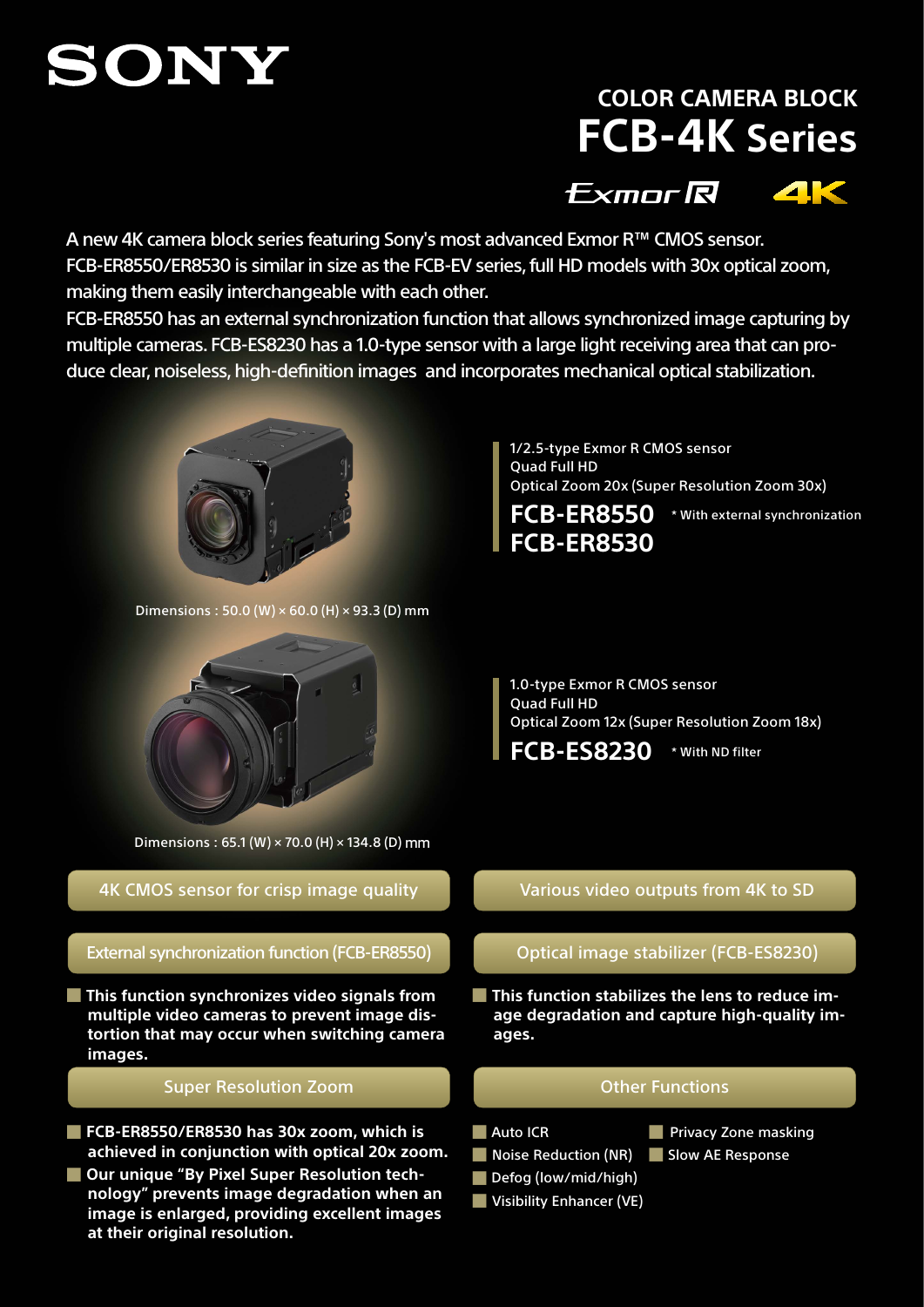SONY

# COLOR CAMERA BLOCK
# FCB-4K Series

Exmor R 4K

A new 4K camera block series featuring Sony's most advanced Exmor R™ CMOS sensor. FCB-ER8550/ER8530 is similar in size as the FCB-EV series, full HD models with 30x optical zoom, making them easily interchangeable with each other.
FCB-ER8550 has an external synchronization function that allows synchronized image capturing by multiple cameras. FCB-ES8230 has a 1.0-type sensor with a large light receiving area that can produce clear, noiseless, high-definition images and incorporates mechanical optical stabilization.

Dimensions : 50.0 (W) × 60.0 (H) × 93.3 (D) mm

1/2.5-type Exmor R CMOS sensor
Quad Full HD
Optical Zoom 20x (Super Resolution Zoom 30x)

## FCB-ER8550 * With external synchronization
## FCB-ER8530

Dimensions : 65.1 (W) × 70.0 (H) × 134.8 (D) mm

1.0-type Exmor R CMOS sensor
Quad Full HD
Optical Zoom 12x (Super Resolution Zoom 18x)

## FCB-ES8230 * With ND filter

### 4K CMOS sensor for crisp image quality

### External synchronization function (FCB-ER8550)

- **This function synchronizes video signals from multiple video cameras to prevent image distortion that may occur when switching camera images.**

### Super Resolution Zoom

- **FCB-ER8550/ER8530 has 30x zoom, which is achieved in conjunction with optical 20x zoom.**
- **Our unique "By Pixel Super Resolution technology" prevents image degradation when an image is enlarged, providing excellent images at their original resolution.**

### Various video outputs from 4K to SD

### Optical image stabilizer (FCB-ES8230)

- **This function stabilizes the lens to reduce image degradation and capture high-quality images.**

### Other Functions

- Auto ICR
- Noise Reduction (NR)
- Defog (low/mid/high)
- Visibility Enhancer (VE)
- Privacy Zone masking
- Slow AE Response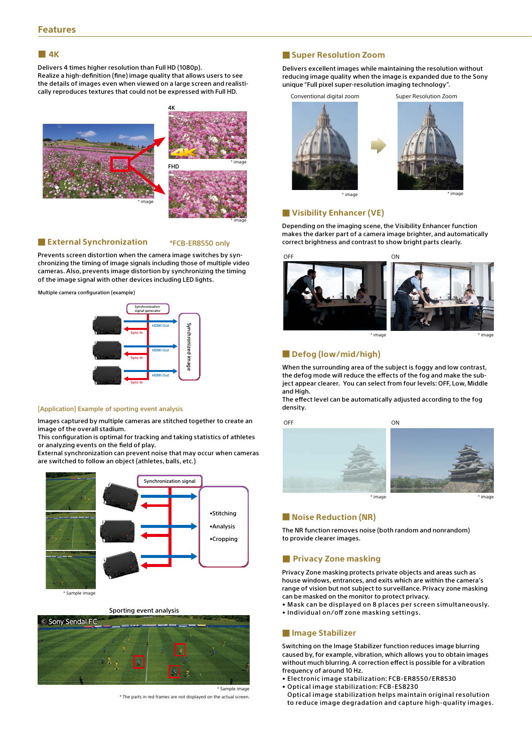## Features

### 4K

Delivers 4 times higher resolution than Full HD (1080p).
Realize a high-definition (fine) image quality that allows users to see the details of images even when viewed on a large screen and realistically reproduces textures that could not be expressed with Full HD.

4K

FHD

* image

### External Synchronization *FCB-ER8550 only

Prevents screen distortion when the camera image switches by synchronizing the timing of image signals including those of multiple video cameras. Also, prevents image distortion by synchronizing the timing of the image signal with other devices including LED lights.

Multiple camera configuration (example)

Synchronization signal generator

HDMI Out

Sync In

Synchronized image

[Application] Example of sporting event analysis

Images captured by multiple cameras are stitched together to create an image of the overall stadium.
This configuration is optimal for tracking and taking statistics of athletes or analyzing events on the field of play.
External synchronization can prevent noise that may occur when cameras are switched to follow an object (athletes, balls, etc.)

Synchronization signal

- Stitching
- Analysis
- Cropping

* Sample image

Sporting event analysis

© Sony Sendai FC

* Sample image

* The parts in red frames are not displayed on the actual screen.

### Super Resolution Zoom

Delivers excellent images while maintaining the resolution without reducing image quality when the image is expanded due to the Sony unique "Full pixel super-resolution imaging technology".

Conventional digital zoom — Super Resolution Zoom

* image

### Visibility Enhancer (VE)

Depending on the imaging scene, the Visibility Enhancer function makes the darker part of a camera image brighter, and automatically correct brightness and contrast to show bright parts clearly.

OFF — ON

* image

### Defog (low/mid/high)

When the surrounding area of the subject is foggy and low contrast, the defog mode will reduce the effects of the fog and make the subject appear clearer. You can select from four levels: OFF, Low, Middle and High.
The effect level can be automatically adjusted according to the fog density.

OFF — ON

* image

### Noise Reduction (NR)

The NR function removes noise (both random and nonrandom) to provide clearer images.

### Privacy Zone masking

Privacy Zone masking protects private objects and areas such as house windows, entrances, and exits which are within the camera's range of vision but not subject to surveillance. Privacy zone masking can be masked on the monitor to protect privacy.

- Mask can be displayed on 8 places per screen simultaneously.
- Individual on/off zone masking settings.

### Image Stabilizer

Switching on the Image Stabilizer function reduces image blurring caused by, for example, vibration, which allows you to obtain images without much blurring. A correction effect is possible for a vibration frequency of around 10 Hz.

- Electronic image stabilization: FCB-ER8550/ER8530
- Optical image stabilization: FCB-ES8230
  Optical image stabilization helps maintain original resolution to reduce image degradation and capture high-quality images.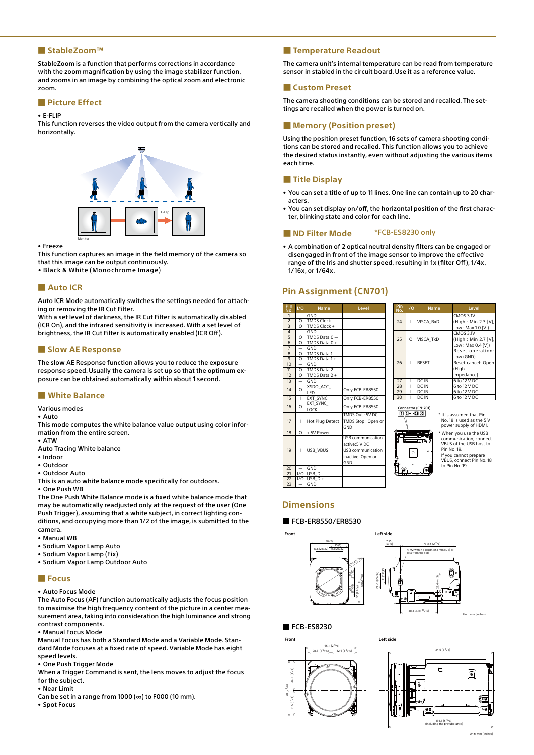## StableZoom™

StableZoom is a function that performs corrections in accordance with the zoom magnification by using the image stabilizer function, and zooms in an image by combining the optical zoom and electronic zoom.

## Picture Effect

• E-FLIP

This function reverses the video output from the camera vertically and horizontally.

• Freeze

This function captures an image in the field memory of the camera so that this image can be output continuously.

• Black & White (Monochrome Image)

## Auto ICR

Auto ICR Mode automatically switches the settings needed for attaching or removing the IR Cut Filter.

With a set level of darkness, the IR Cut Filter is automatically disabled (ICR On), and the infrared sensitivity is increased. With a set level of brightness, the IR Cut Filter is automatically enabled (ICR Off).

## Slow AE Response

The slow AE Response function allows you to reduce the exposure response speed. Usually the camera is set up so that the optimum exposure can be obtained automatically within about 1 second.

## White Balance

Various modes

• Auto

This mode computes the white balance value output using color information from the entire screen.

• ATW

Auto Tracing White balance

• Indoor
• Outdoor
• Outdoor Auto

This is an auto white balance mode specifically for outdoors.

• One Push WB

The One Push White Balance mode is a fixed white balance mode that may be automatically readjusted only at the request of the user (One Push Trigger), assuming that a white subject, in correct lighting conditions, and occupying more than 1/2 of the image, is submitted to the camera.

• Manual WB
• Sodium Vapor Lamp Auto
• Sodium Vapor Lamp (Fix)
• Sodium Vapor Lamp Outdoor Auto

## Focus

• Auto Focus Mode

The Auto Focus (AF) function automatically adjusts the focus position to maximise the high frequency content of the picture in a center measurement area, taking into consideration the high luminance and strong contrast components.

• Manual Focus Mode

Manual Focus has both a Standard Mode and a Variable Mode. Standard Mode focuses at a fixed rate of speed. Variable Mode has eight speed levels.

• One Push Trigger Mode

When a Trigger Command is sent, the lens moves to adjust the focus for the subject.

• Near Limit

Can be set in a range from 1000 (∞) to F000 (10 mm).

• Spot Focus

## Temperature Readout

The camera unit's internal temperature can be read from temperature sensor in stabled in the circuit board. Use it as a reference value.

## Custom Preset

The camera shooting conditions can be stored and recalled. The settings are recalled when the power is turned on.

## Memory (Position preset)

Using the position preset function, 16 sets of camera shooting conditions can be stored and recalled. This function allows you to achieve the desired status instantly, even without adjusting the various items each time.

## Title Display

• You can set a title of up to 11 lines. One line can contain up to 20 characters.
• You can set display on/off, the horizontal position of the first character, blinking state and color for each line.

## ND Filter Mode *FCB-ES8230 only

• A combination of 2 optical neutral density filters can be engaged or disengaged in front of the image sensor to improve the effective range of the Iris and shutter speed, resulting in 1x (filter Off), 1/4x, 1/16x, or 1/64x.

## Pin Assignment (CN701)

| Pin No. | I/O | Name | Level |
|---|---|---|---|
| 1 | — | GND | |
| 2 | O | TMDS Clock — | |
| 3 | O | TMDS Clock + | |
| 4 | — | GND | |
| 5 | O | TMDS Data 0 — | |
| 6 | O | TMDS Data 0 + | |
| 7 | — | GND | |
| 8 | O | TMDS Data 1 — | |
| 9 | O | TMDS Data 1 + | |
| 10 | — | GND | |
| 11 | O | TMDS Data 2 — | |
| 12 | O | TMDS Data 2 + | |
| 13 | — | GND | |
| 14 | O | XSDO_ACC_LED | Only FCB-ER8550 |
| 15 | I | EXT_SYNC | Only FCB-ER8550 |
| 16 | O | EXT_SYNC_LOCK | Only FCB-ER8550 |
| 17 | I | Hot Plug Detect | TMDS Out : 5V DC TMDS Stop : Open or GND |
| 18 | O | + 5V Power | |
| 19 | I | USB_VBUS | USB communication active:5 V DC USB communication inactive: Open or GND |
| 20 | — | GND | |
| 21 | I/O | USB_D — | |
| 22 | I/O | USB_D + | |
| 23 | — | GND | |
| 24 | I | VISCA_RxD | CMOS 3.1V (High : Min 2.3 [V], Low : Max 1.0 [V]) |
| 25 | O | VISCA_TxD | CMOS 3.1V (High : Min 2.7 [V], Low : Max 0.4 [V]) |
| 26 | I | RESET | Reset operation: Low (GND) Reset cancel: Open (High Impedance) |
| 27 | I | DC IN | 6 to 12 V DC |
| 28 | I | DC IN | 6 to 12 V DC |
| 29 | I | DC IN | 6 to 12 V DC |
| 30 | I | DC IN | 6 to 12 V DC |

Connector (CN1701)

* It is assumed that Pin No. 18 is used as the 5 V power supply of HDMI.

* When you use the USB communication, connect VBUS of the USB host to Pin No. 19. If you cannot prepare VBUS, connect Pin No. 18 to Pin No. 19.

## Dimensions

### FCB-ER8550/ER8530

Front

Left side

Unit: mm (inches)

### FCB-ES8230

Front

Left side

Unit: mm (inches)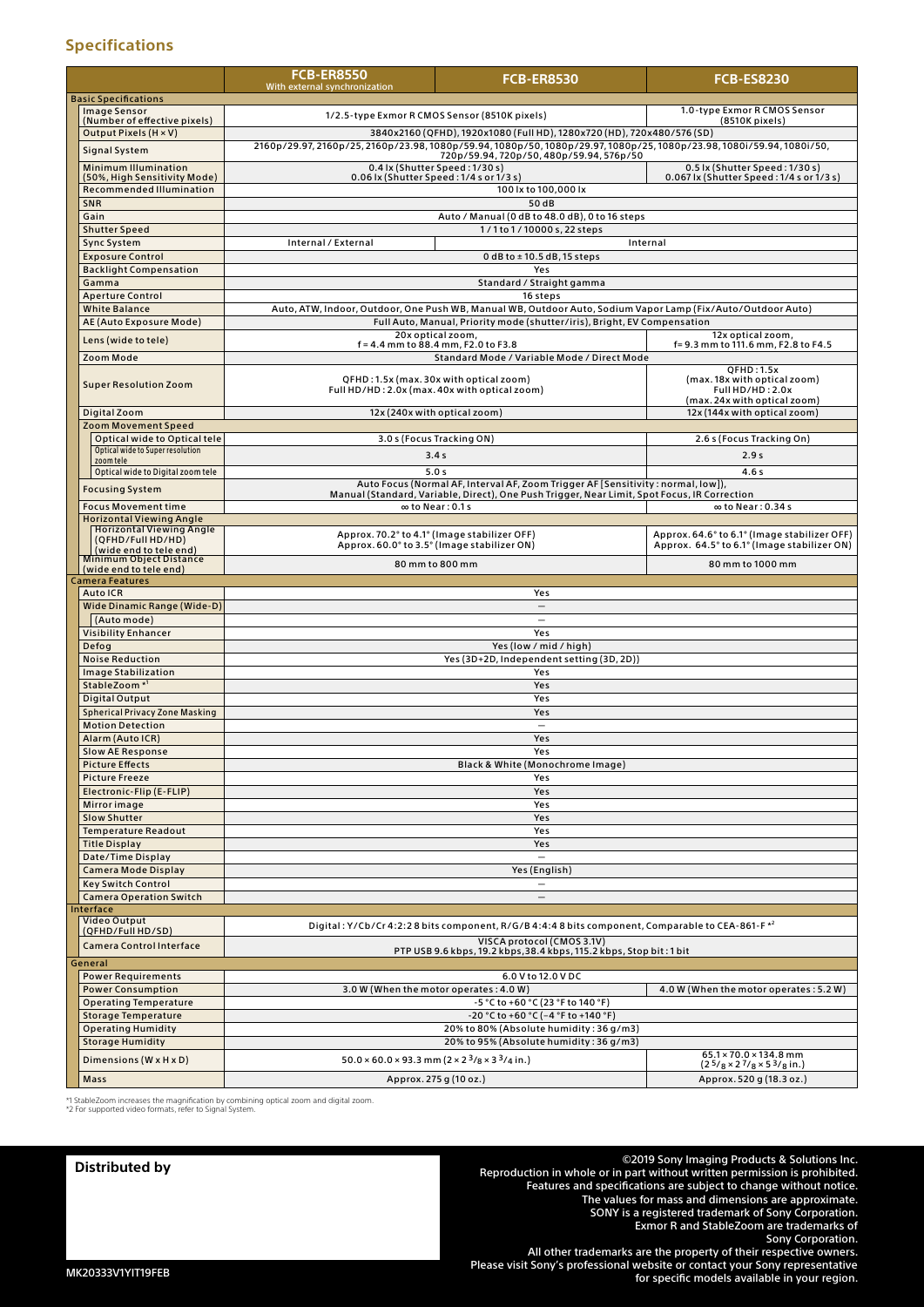## Specifications

| | FCB-ER8550 With external synchronization | FCB-ER8530 | FCB-ES8230 |
|---|---|---|---|
| **Basic Specifications** | | | |
| Image Sensor (Number of effective pixels) | 1/2.5-type Exmor R CMOS Sensor (8510K pixels) | | 1.0-type Exmor R CMOS Sensor (8510K pixels) |
| Output Pixels (H × V) | 3840x2160 (QFHD), 1920x1080 (Full HD), 1280x720 (HD), 720x480/576 (SD) | | |
| Signal System | 2160p/29.97, 2160p/25, 2160p/23.98, 1080p/59.94, 1080p/50, 1080p/29.97, 1080p/25, 1080p/23.98, 1080i/59.94, 1080i/50, 720p/59.94, 720p/50, 480p/59.94, 576p/50 | | |
| Minimum Illumination (50%, High Sensitivity Mode) | 0.4 lx (Shutter Speed : 1/30 s) 0.06 lx (Shutter Speed : 1/4 s or 1/3 s) | | 0.5 lx (Shutter Speed : 1/30 s) 0.067 lx (Shutter Speed : 1/4 s or 1/3 s) |
| Recommended Illumination | 100 lx to 100,000 lx | | |
| SNR | 50 dB | | |
| Gain | Auto / Manual (0 dB to 48.0 dB), 0 to 16 steps | | |
| Shutter Speed | 1 / 1 to 1 / 10000 s, 22 steps | | |
| Sync System | Internal / External | Internal | |
| Exposure Control | 0 dB to ± 10.5 dB, 15 steps | | |
| Backlight Compensation | Yes | | |
| Gamma | Standard / Straight gamma | | |
| Aperture Control | 16 steps | | |
| White Balance | Auto, ATW, Indoor, Outdoor, One Push WB, Manual WB, Outdoor Auto, Sodium Vapor Lamp (Fix/Auto/Outdoor Auto) | | |
| AE (Auto Exposure Mode) | Full Auto, Manual, Priority mode (shutter/iris), Bright, EV Compensation | | |
| Lens (wide to tele) | 20x optical zoom, f = 4.4 mm to 88.4 mm, F2.0 to F3.8 | | 12x optical zoom, f= 9.3 mm to 111.6 mm, F2.8 to F4.5 |
| Zoom Mode | Standard Mode / Variable Mode / Direct Mode | | |
| Super Resolution Zoom | QFHD : 1.5x (max. 30x with optical zoom) Full HD/HD : 2.0x (max. 40x with optical zoom) | | QFHD : 1.5x (max. 18x with optical zoom) Full HD/HD : 2.0x (max. 24x with optical zoom) |
| Digital Zoom | 12x (240x with optical zoom) | | 12x (144x with optical zoom) |
| Zoom Movement Speed | | | |
| Optical wide to Optical tele | 3.0 s (Focus Tracking ON) | | 2.6 s (Focus Tracking On) |
| Optical wide to Super resolution zoom tele | 3.4 s | | 2.9 s |
| Optical wide to Digital zoom tele | 5.0 s | | 4.6 s |
| Focusing System | Auto Focus (Normal AF, Interval AF, Zoom Trigger AF [Sensitivity : normal, low]), Manual (Standard, Variable, Direct), One Push Trigger, Near Limit, Spot Focus, IR Correction | | |
| Focus Movement time | ∞ to Near : 0.1 s | | ∞ to Near : 0.34 s |
| Horizontal Viewing Angle | | | |
| Horizontal Viewing Angle (QFHD/Full HD/HD) (wide end to tele end) | Approx. 70.2° to 4.1° (Image stabilizer OFF) Approx. 60.0° to 3.5° (Image stabilizer ON) | | Approx. 64.6° to 6.1° (Image stabilizer OFF) Approx. 64.5° to 6.1° (Image stabilizer ON) |
| Minimum Object Distance (wide end to tele end) | 80 mm to 800 mm | | 80 mm to 1000 mm |
| **Camera Features** | | | |
| Auto ICR | Yes | | |
| Wide Dinamic Range (Wide-D) | – | | |
| (Auto mode) | – | | |
| Visibility Enhancer | Yes | | |
| Defog | Yes (low / mid / high) | | |
| Noise Reduction | Yes (3D+2D, Independent setting (3D, 2D)) | | |
| Image Stabilization | Yes | | |
| StableZoom *1 | Yes | | |
| Digital Output | Yes | | |
| Spherical Privacy Zone Masking | Yes | | |
| Motion Detection | – | | |
| Alarm (Auto ICR) | Yes | | |
| Slow AE Response | Yes | | |
| Picture Effects | Black & White (Monochrome Image) | | |
| Picture Freeze | Yes | | |
| Electronic-Flip (E-FLIP) | Yes | | |
| Mirror image | Yes | | |
| Slow Shutter | Yes | | |
| Temperature Readout | Yes | | |
| Title Display | Yes | | |
| Date/Time Display | – | | |
| Camera Mode Display | Yes (English) | | |
| Key Switch Control | – | | |
| Camera Operation Switch | – | | |
| **Interface** | | | |
| Video Output (QFHD/Full HD/SD) | Digital : Y/Cb/Cr 4:2:2 8 bits component, R/G/B 4:4:4 8 bits component, Comparable to CEA-861-F *2 | | |
| Camera Control Interface | VISCA protocol (CMOS 3.1V) PTP USB 9.6 kbps, 19.2 kbps, 38.4 kbps, 115.2 kbps, Stop bit : 1 bit | | |
| **General** | | | |
| Power Requirements | 6.0 V to 12.0 V DC | | |
| Power Consumption | 3.0 W (When the motor operates : 4.0 W) | | 4.0 W (When the motor operates : 5.2 W) |
| Operating Temperature | -5 °C to +60 °C (23 °F to 140 °F) | | |
| Storage Temperature | -20 °C to +60 °C (–4 °F to +140 °F) | | |
| Operating Humidity | 20% to 80% (Absolute humidity : 36 g/m3) | | |
| Storage Humidity | 20% to 95% (Absolute humidity : 36 g/m3) | | |
| Dimensions (W x H x D) | 50.0 × 60.0 × 93.3 mm (2 × 2 3/8 × 3 3/4 in.) | | 65.1 × 70.0 × 134.8 mm (2 5/8 × 2 7/8 × 5 3/8 in.) |
| Mass | Approx. 275 g (10 oz.) | | Approx. 520 g (18.3 oz.) |

*1 StableZoom increases the magnification by combining optical zoom and digital zoom.
*2 For supported video formats, refer to Signal System.

**Distributed by**

MK20333V1YIT19FEB

©2019 Sony Imaging Products & Solutions Inc.
Reproduction in whole or in part without written permission is prohibited.
Features and specifications are subject to change without notice.
The values for mass and dimensions are approximate.
SONY is a registered trademark of Sony Corporation.
Exmor R and StableZoom are trademarks of Sony Corporation.
All other trademarks are the property of their respective owners.
Please visit Sony's professional website or contact your Sony representative for specific models available in your region.